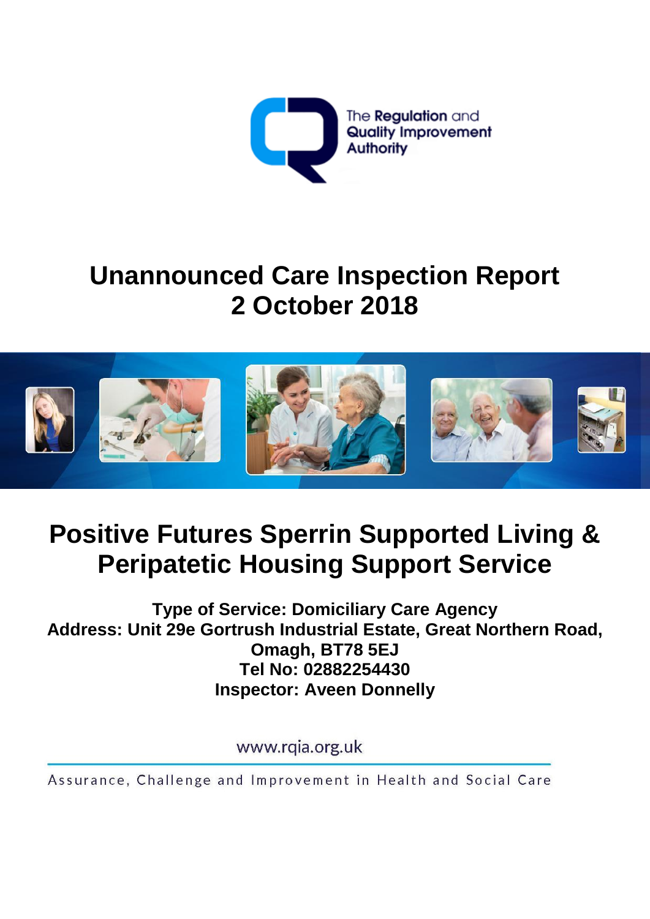The Regulation and Quality Improvement Authority

# Unannounced Care Inspection Report
# 2 October 2018

# Positive Futures Sperrin Supported Living & Peripatetic Housing Support Service

**Type of Service: Domiciliary Care Agency**
**Address: Unit 29e Gortrush Industrial Estate, Great Northern Road, Omagh, BT78 5EJ**
**Tel No: 02882254430**
**Inspector: Aveen Donnelly**

www.rqia.org.uk

Assurance, Challenge and Improvement in Health and Social Care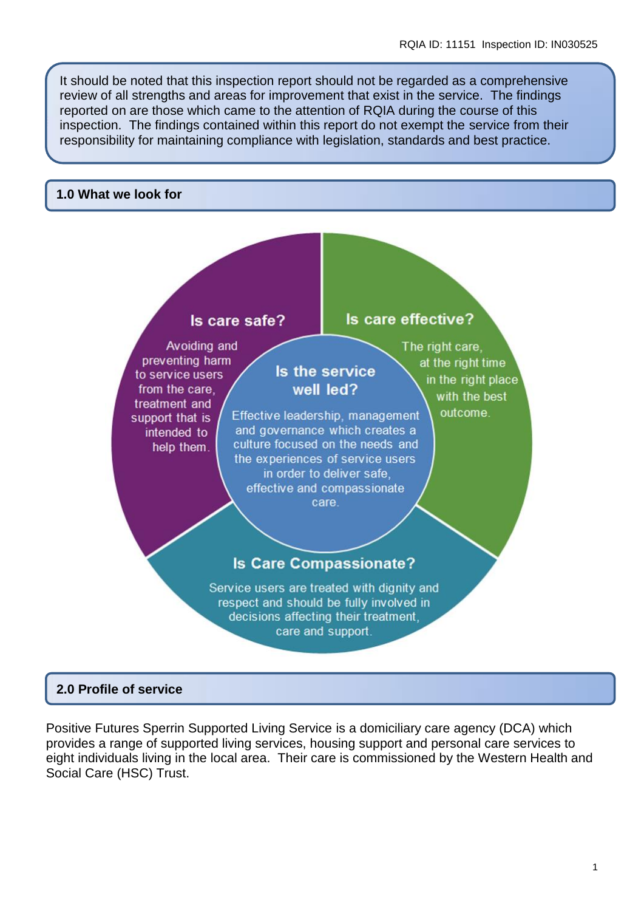It should be noted that this inspection report should not be regarded as a comprehensive review of all strengths and areas for improvement that exist in the service. The findings reported on are those which came to the attention of RQIA during the course of this inspection. The findings contained within this report do not exempt the service from their responsibility for maintaining compliance with legislation, standards and best practice.

## 1.0 What we look for

**Is care safe?**

Avoiding and preventing harm to service users from the care, treatment and support that is intended to help them.

**Is care effective?**

The right care, at the right time in the right place with the best outcome.

**Is the service well led?**

Effective leadership, management and governance which creates a culture focused on the needs and the experiences of service users in order to deliver safe, effective and compassionate care.

**Is Care Compassionate?**

Service users are treated with dignity and respect and should be fully involved in decisions affecting their treatment, care and support.

## 2.0 Profile of service

Positive Futures Sperrin Supported Living Service is a domiciliary care agency (DCA) which provides a range of supported living services, housing support and personal care services to eight individuals living in the local area. Their care is commissioned by the Western Health and Social Care (HSC) Trust.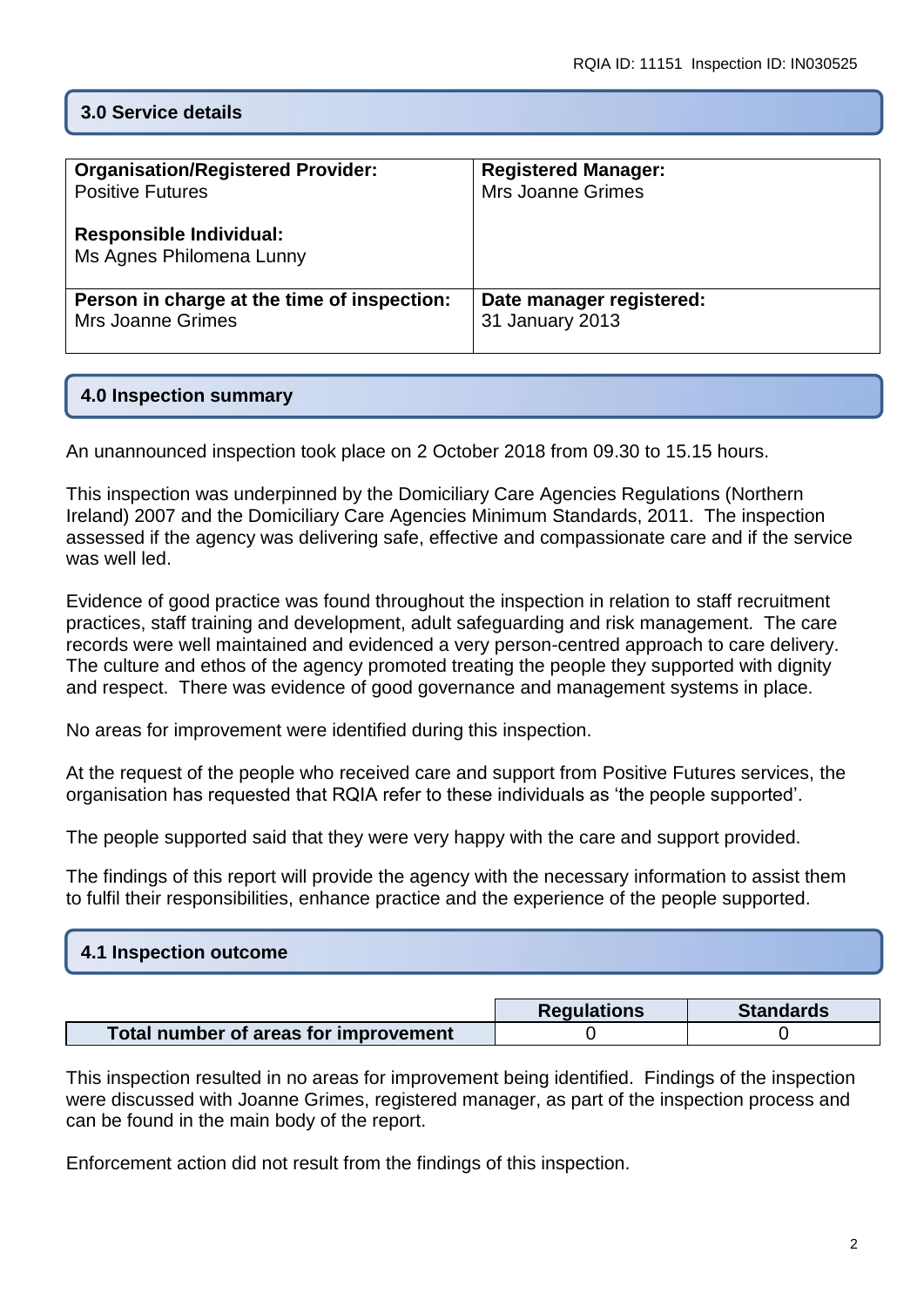## 3.0 Service details

| **Organisation/Registered Provider:**<br>Positive Futures<br><br>**Responsible Individual:**<br>Ms Agnes Philomena Lunny | **Registered Manager:**<br>Mrs Joanne Grimes |
|---|---|
| **Person in charge at the time of inspection:**<br>Mrs Joanne Grimes | **Date manager registered:**<br>31 January 2013 |

## 4.0 Inspection summary

An unannounced inspection took place on 2 October 2018 from 09.30 to 15.15 hours.

This inspection was underpinned by the Domiciliary Care Agencies Regulations (Northern Ireland) 2007 and the Domiciliary Care Agencies Minimum Standards, 2011. The inspection assessed if the agency was delivering safe, effective and compassionate care and if the service was well led.

Evidence of good practice was found throughout the inspection in relation to staff recruitment practices, staff training and development, adult safeguarding and risk management. The care records were well maintained and evidenced a very person-centred approach to care delivery. The culture and ethos of the agency promoted treating the people they supported with dignity and respect. There was evidence of good governance and management systems in place.

No areas for improvement were identified during this inspection.

At the request of the people who received care and support from Positive Futures services, the organisation has requested that RQIA refer to these individuals as 'the people supported'.

The people supported said that they were very happy with the care and support provided.

The findings of this report will provide the agency with the necessary information to assist them to fulfil their responsibilities, enhance practice and the experience of the people supported.

## 4.1 Inspection outcome

| | **Regulations** | **Standards** |
|---|---|---|
| **Total number of areas for improvement** | 0 | 0 |

This inspection resulted in no areas for improvement being identified. Findings of the inspection were discussed with Joanne Grimes, registered manager, as part of the inspection process and can be found in the main body of the report.

Enforcement action did not result from the findings of this inspection.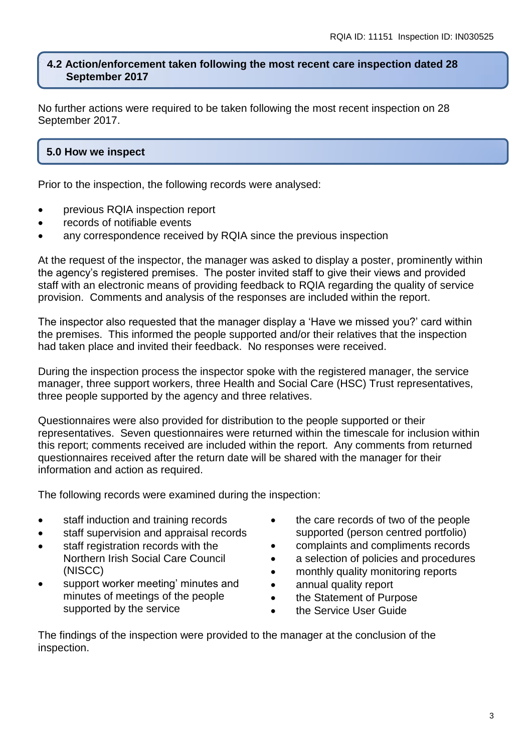## 4.2 Action/enforcement taken following the most recent care inspection dated 28 September 2017

No further actions were required to be taken following the most recent inspection on 28 September 2017.

## 5.0 How we inspect

Prior to the inspection, the following records were analysed:

- previous RQIA inspection report
- records of notifiable events
- any correspondence received by RQIA since the previous inspection

At the request of the inspector, the manager was asked to display a poster, prominently within the agency's registered premises. The poster invited staff to give their views and provided staff with an electronic means of providing feedback to RQIA regarding the quality of service provision. Comments and analysis of the responses are included within the report.

The inspector also requested that the manager display a 'Have we missed you?' card within the premises. This informed the people supported and/or their relatives that the inspection had taken place and invited their feedback. No responses were received.

During the inspection process the inspector spoke with the registered manager, the service manager, three support workers, three Health and Social Care (HSC) Trust representatives, three people supported by the agency and three relatives.

Questionnaires were also provided for distribution to the people supported or their representatives. Seven questionnaires were returned within the timescale for inclusion within this report; comments received are included within the report. Any comments from returned questionnaires received after the return date will be shared with the manager for their information and action as required.

The following records were examined during the inspection:

- staff induction and training records
- staff supervision and appraisal records
- staff registration records with the Northern Irish Social Care Council (NISCC)
- support worker meeting' minutes and minutes of meetings of the people supported by the service
- the care records of two of the people supported (person centred portfolio)
- complaints and compliments records
- a selection of policies and procedures
- monthly quality monitoring reports
- annual quality report
- the Statement of Purpose
- the Service User Guide

The findings of the inspection were provided to the manager at the conclusion of the inspection.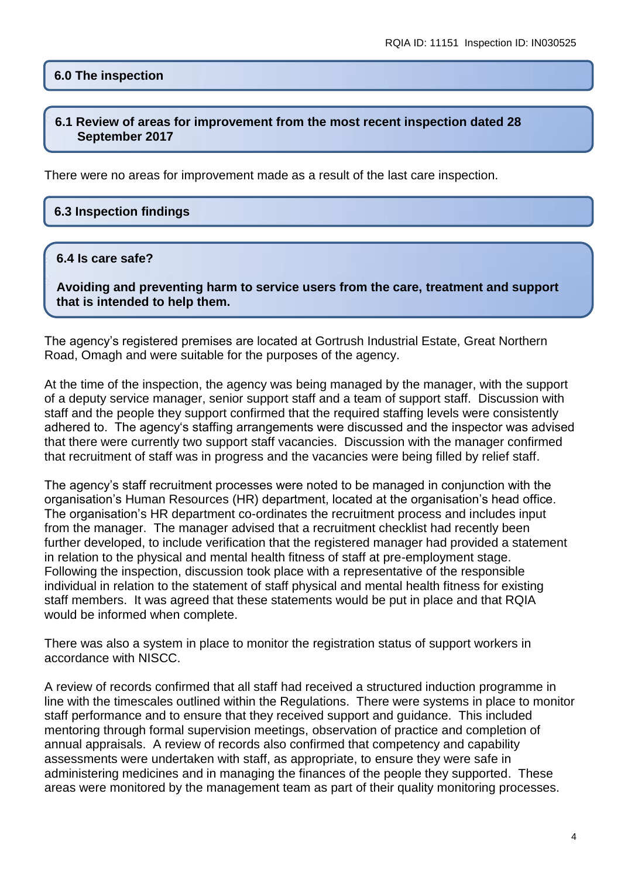## 6.0 The inspection

### 6.1 Review of areas for improvement from the most recent inspection dated 28 September 2017

There were no areas for improvement made as a result of the last care inspection.

### 6.3 Inspection findings

### 6.4 Is care safe?

**Avoiding and preventing harm to service users from the care, treatment and support that is intended to help them.**

The agency's registered premises are located at Gortrush Industrial Estate, Great Northern Road, Omagh and were suitable for the purposes of the agency.

At the time of the inspection, the agency was being managed by the manager, with the support of a deputy service manager, senior support staff and a team of support staff. Discussion with staff and the people they support confirmed that the required staffing levels were consistently adhered to. The agency's staffing arrangements were discussed and the inspector was advised that there were currently two support staff vacancies. Discussion with the manager confirmed that recruitment of staff was in progress and the vacancies were being filled by relief staff.

The agency's staff recruitment processes were noted to be managed in conjunction with the organisation's Human Resources (HR) department, located at the organisation's head office. The organisation's HR department co-ordinates the recruitment process and includes input from the manager. The manager advised that a recruitment checklist had recently been further developed, to include verification that the registered manager had provided a statement in relation to the physical and mental health fitness of staff at pre-employment stage. Following the inspection, discussion took place with a representative of the responsible individual in relation to the statement of staff physical and mental health fitness for existing staff members. It was agreed that these statements would be put in place and that RQIA would be informed when complete.

There was also a system in place to monitor the registration status of support workers in accordance with NISCC.

A review of records confirmed that all staff had received a structured induction programme in line with the timescales outlined within the Regulations. There were systems in place to monitor staff performance and to ensure that they received support and guidance. This included mentoring through formal supervision meetings, observation of practice and completion of annual appraisals. A review of records also confirmed that competency and capability assessments were undertaken with staff, as appropriate, to ensure they were safe in administering medicines and in managing the finances of the people they supported. These areas were monitored by the management team as part of their quality monitoring processes.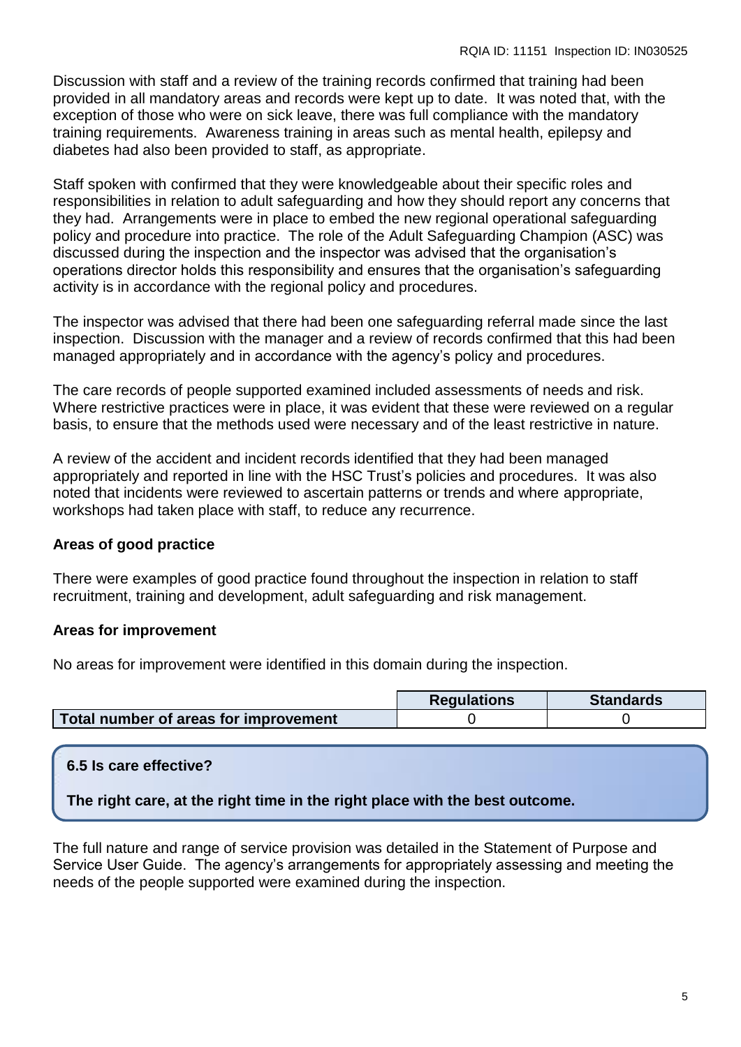Discussion with staff and a review of the training records confirmed that training had been provided in all mandatory areas and records were kept up to date. It was noted that, with the exception of those who were on sick leave, there was full compliance with the mandatory training requirements. Awareness training in areas such as mental health, epilepsy and diabetes had also been provided to staff, as appropriate.

Staff spoken with confirmed that they were knowledgeable about their specific roles and responsibilities in relation to adult safeguarding and how they should report any concerns that they had. Arrangements were in place to embed the new regional operational safeguarding policy and procedure into practice. The role of the Adult Safeguarding Champion (ASC) was discussed during the inspection and the inspector was advised that the organisation's operations director holds this responsibility and ensures that the organisation's safeguarding activity is in accordance with the regional policy and procedures.

The inspector was advised that there had been one safeguarding referral made since the last inspection. Discussion with the manager and a review of records confirmed that this had been managed appropriately and in accordance with the agency's policy and procedures.

The care records of people supported examined included assessments of needs and risk. Where restrictive practices were in place, it was evident that these were reviewed on a regular basis, to ensure that the methods used were necessary and of the least restrictive in nature.

A review of the accident and incident records identified that they had been managed appropriately and reported in line with the HSC Trust's policies and procedures. It was also noted that incidents were reviewed to ascertain patterns or trends and where appropriate, workshops had taken place with staff, to reduce any recurrence.

**Areas of good practice**

There were examples of good practice found throughout the inspection in relation to staff recruitment, training and development, adult safeguarding and risk management.

**Areas for improvement**

No areas for improvement were identified in this domain during the inspection.

| | Regulations | Standards |
|---|---|---|
| **Total number of areas for improvement** | 0 | 0 |

## 6.5 Is care effective?

**The right care, at the right time in the right place with the best outcome.**

The full nature and range of service provision was detailed in the Statement of Purpose and Service User Guide. The agency's arrangements for appropriately assessing and meeting the needs of the people supported were examined during the inspection.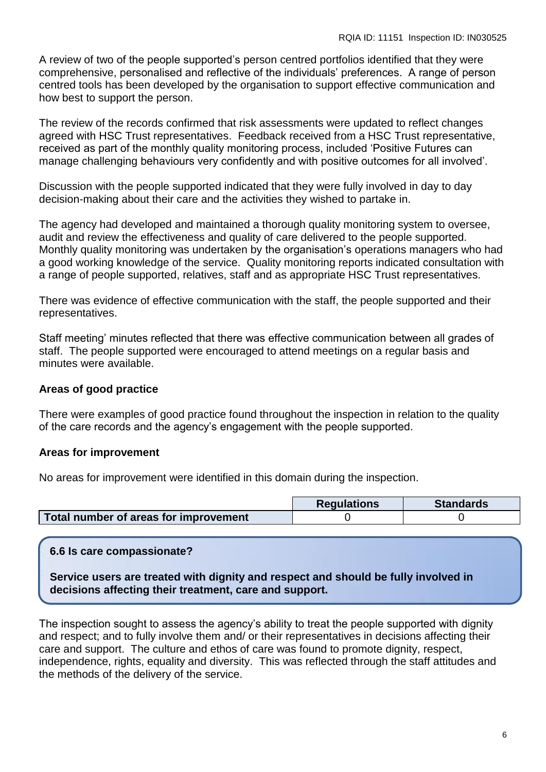A review of two of the people supported's person centred portfolios identified that they were comprehensive, personalised and reflective of the individuals' preferences. A range of person centred tools has been developed by the organisation to support effective communication and how best to support the person.

The review of the records confirmed that risk assessments were updated to reflect changes agreed with HSC Trust representatives. Feedback received from a HSC Trust representative, received as part of the monthly quality monitoring process, included 'Positive Futures can manage challenging behaviours very confidently and with positive outcomes for all involved'.

Discussion with the people supported indicated that they were fully involved in day to day decision-making about their care and the activities they wished to partake in.

The agency had developed and maintained a thorough quality monitoring system to oversee, audit and review the effectiveness and quality of care delivered to the people supported. Monthly quality monitoring was undertaken by the organisation's operations managers who had a good working knowledge of the service. Quality monitoring reports indicated consultation with a range of people supported, relatives, staff and as appropriate HSC Trust representatives.

There was evidence of effective communication with the staff, the people supported and their representatives.

Staff meeting' minutes reflected that there was effective communication between all grades of staff. The people supported were encouraged to attend meetings on a regular basis and minutes were available.

**Areas of good practice**

There were examples of good practice found throughout the inspection in relation to the quality of the care records and the agency's engagement with the people supported.

**Areas for improvement**

No areas for improvement were identified in this domain during the inspection.

| | Regulations | Standards |
|---|---|---|
| **Total number of areas for improvement** | 0 | 0 |

**6.6 Is care compassionate?**

**Service users are treated with dignity and respect and should be fully involved in decisions affecting their treatment, care and support.**

The inspection sought to assess the agency's ability to treat the people supported with dignity and respect; and to fully involve them and/ or their representatives in decisions affecting their care and support. The culture and ethos of care was found to promote dignity, respect, independence, rights, equality and diversity. This was reflected through the staff attitudes and the methods of the delivery of the service.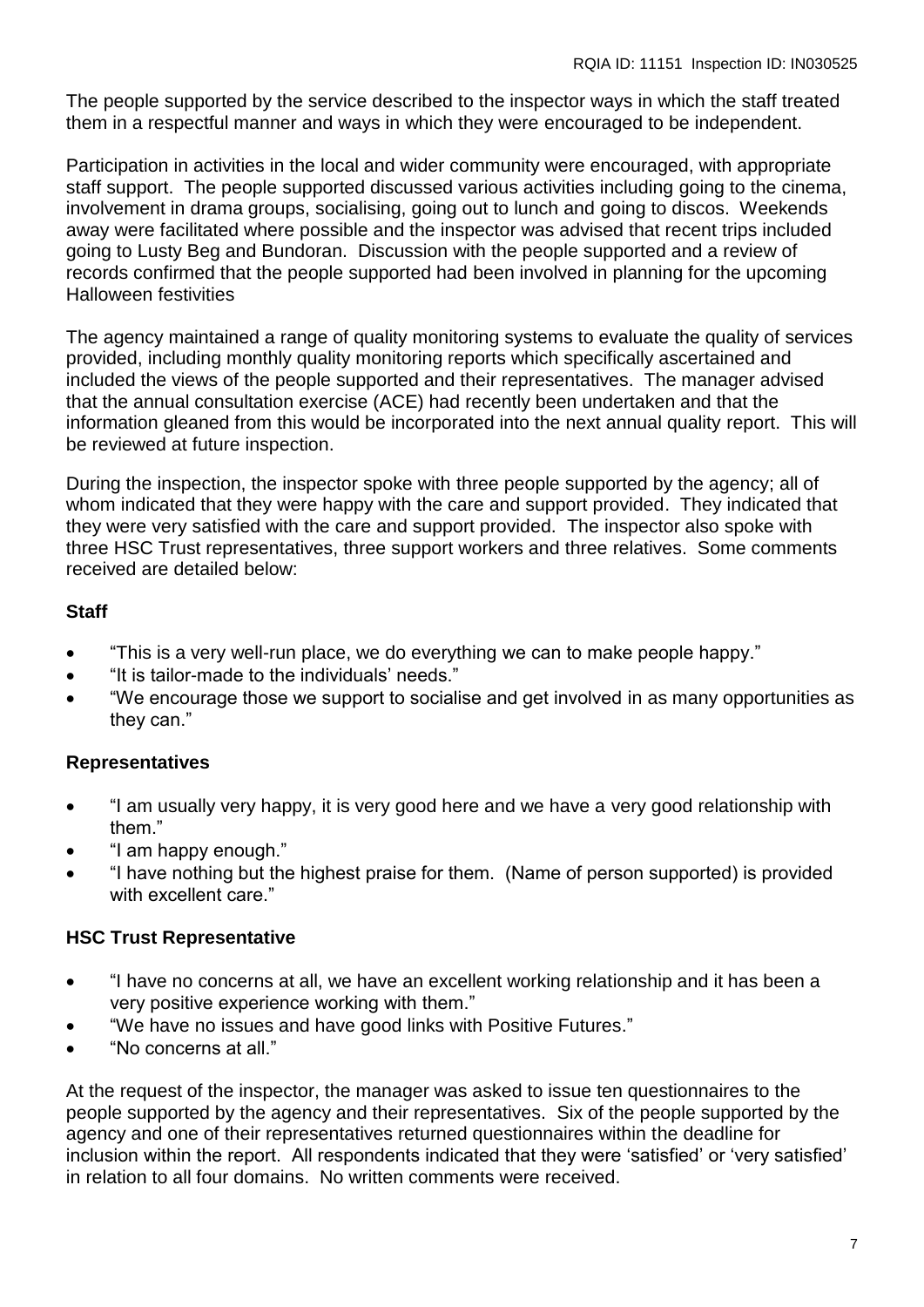The people supported by the service described to the inspector ways in which the staff treated them in a respectful manner and ways in which they were encouraged to be independent.

Participation in activities in the local and wider community were encouraged, with appropriate staff support. The people supported discussed various activities including going to the cinema, involvement in drama groups, socialising, going out to lunch and going to discos. Weekends away were facilitated where possible and the inspector was advised that recent trips included going to Lusty Beg and Bundoran. Discussion with the people supported and a review of records confirmed that the people supported had been involved in planning for the upcoming Halloween festivities

The agency maintained a range of quality monitoring systems to evaluate the quality of services provided, including monthly quality monitoring reports which specifically ascertained and included the views of the people supported and their representatives. The manager advised that the annual consultation exercise (ACE) had recently been undertaken and that the information gleaned from this would be incorporated into the next annual quality report. This will be reviewed at future inspection.

During the inspection, the inspector spoke with three people supported by the agency; all of whom indicated that they were happy with the care and support provided. They indicated that they were very satisfied with the care and support provided. The inspector also spoke with three HSC Trust representatives, three support workers and three relatives. Some comments received are detailed below:

**Staff**

- "This is a very well-run place, we do everything we can to make people happy."
- "It is tailor-made to the individuals' needs."
- "We encourage those we support to socialise and get involved in as many opportunities as they can."

**Representatives**

- "I am usually very happy, it is very good here and we have a very good relationship with them."
- "I am happy enough."
- "I have nothing but the highest praise for them. (Name of person supported) is provided with excellent care."

**HSC Trust Representative**

- "I have no concerns at all, we have an excellent working relationship and it has been a very positive experience working with them."
- "We have no issues and have good links with Positive Futures."
- "No concerns at all."

At the request of the inspector, the manager was asked to issue ten questionnaires to the people supported by the agency and their representatives. Six of the people supported by the agency and one of their representatives returned questionnaires within the deadline for inclusion within the report. All respondents indicated that they were 'satisfied' or 'very satisfied' in relation to all four domains. No written comments were received.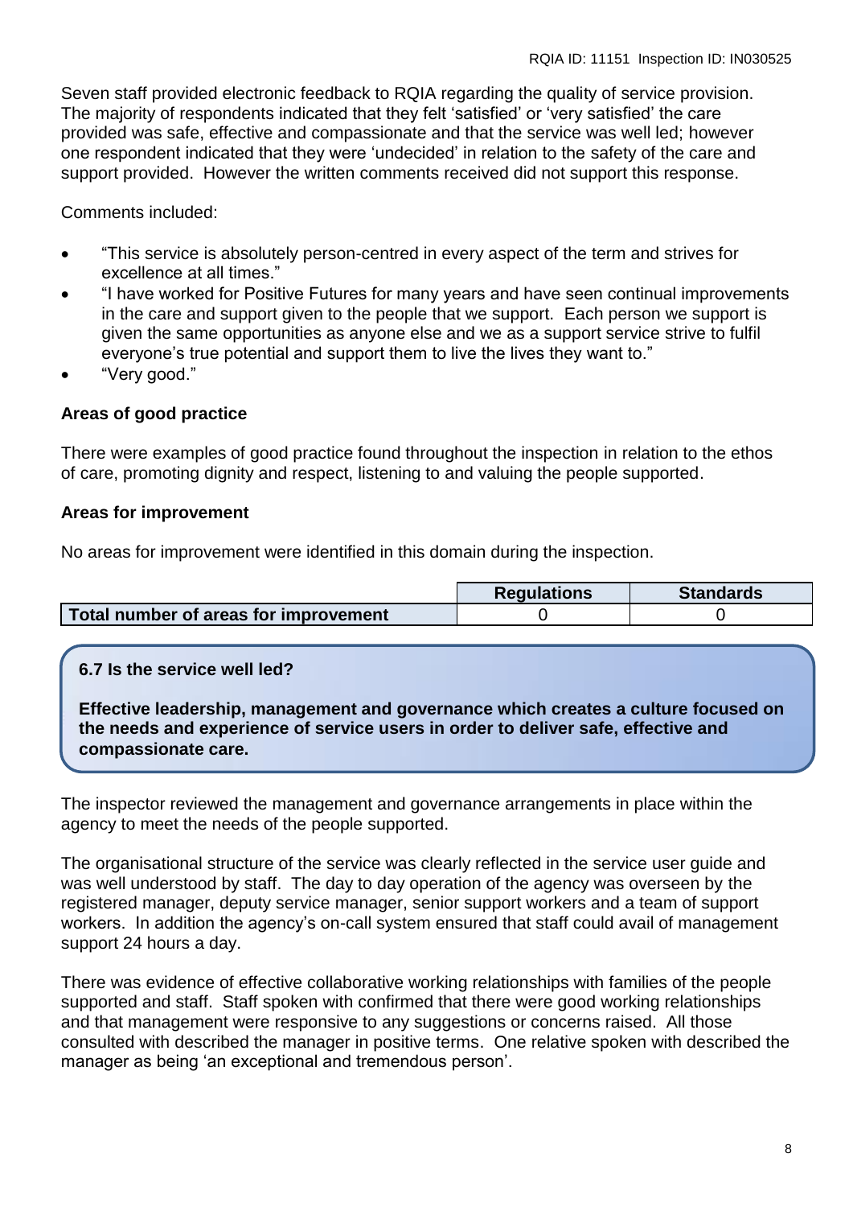Seven staff provided electronic feedback to RQIA regarding the quality of service provision. The majority of respondents indicated that they felt 'satisfied' or 'very satisfied' the care provided was safe, effective and compassionate and that the service was well led; however one respondent indicated that they were 'undecided' in relation to the safety of the care and support provided. However the written comments received did not support this response.

Comments included:

- "This service is absolutely person-centred in every aspect of the term and strives for excellence at all times."
- "I have worked for Positive Futures for many years and have seen continual improvements in the care and support given to the people that we support. Each person we support is given the same opportunities as anyone else and we as a support service strive to fulfil everyone's true potential and support them to live the lives they want to."
- "Very good."

**Areas of good practice**

There were examples of good practice found throughout the inspection in relation to the ethos of care, promoting dignity and respect, listening to and valuing the people supported.

**Areas for improvement**

No areas for improvement were identified in this domain during the inspection.

| | Regulations | Standards |
|---|---|---|
| **Total number of areas for improvement** | 0 | 0 |

**6.7 Is the service well led?**

**Effective leadership, management and governance which creates a culture focused on the needs and experience of service users in order to deliver safe, effective and compassionate care.**

The inspector reviewed the management and governance arrangements in place within the agency to meet the needs of the people supported.

The organisational structure of the service was clearly reflected in the service user guide and was well understood by staff. The day to day operation of the agency was overseen by the registered manager, deputy service manager, senior support workers and a team of support workers. In addition the agency's on-call system ensured that staff could avail of management support 24 hours a day.

There was evidence of effective collaborative working relationships with families of the people supported and staff. Staff spoken with confirmed that there were good working relationships and that management were responsive to any suggestions or concerns raised. All those consulted with described the manager in positive terms. One relative spoken with described the manager as being 'an exceptional and tremendous person'.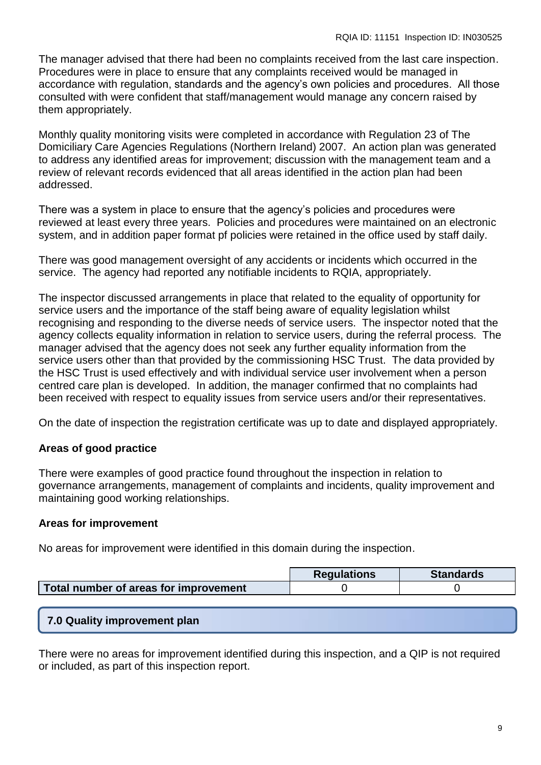The manager advised that there had been no complaints received from the last care inspection. Procedures were in place to ensure that any complaints received would be managed in accordance with regulation, standards and the agency's own policies and procedures. All those consulted with were confident that staff/management would manage any concern raised by them appropriately.

Monthly quality monitoring visits were completed in accordance with Regulation 23 of The Domiciliary Care Agencies Regulations (Northern Ireland) 2007. An action plan was generated to address any identified areas for improvement; discussion with the management team and a review of relevant records evidenced that all areas identified in the action plan had been addressed.

There was a system in place to ensure that the agency's policies and procedures were reviewed at least every three years. Policies and procedures were maintained on an electronic system, and in addition paper format pf policies were retained in the office used by staff daily.

There was good management oversight of any accidents or incidents which occurred in the service. The agency had reported any notifiable incidents to RQIA, appropriately.

The inspector discussed arrangements in place that related to the equality of opportunity for service users and the importance of the staff being aware of equality legislation whilst recognising and responding to the diverse needs of service users. The inspector noted that the agency collects equality information in relation to service users, during the referral process. The manager advised that the agency does not seek any further equality information from the service users other than that provided by the commissioning HSC Trust. The data provided by the HSC Trust is used effectively and with individual service user involvement when a person centred care plan is developed. In addition, the manager confirmed that no complaints had been received with respect to equality issues from service users and/or their representatives.

On the date of inspection the registration certificate was up to date and displayed appropriately.

**Areas of good practice**

There were examples of good practice found throughout the inspection in relation to governance arrangements, management of complaints and incidents, quality improvement and maintaining good working relationships.

**Areas for improvement**

No areas for improvement were identified in this domain during the inspection.

| | Regulations | Standards |
|---|---|---|
| **Total number of areas for improvement** | 0 | 0 |

## 7.0 Quality improvement plan

There were no areas for improvement identified during this inspection, and a QIP is not required or included, as part of this inspection report.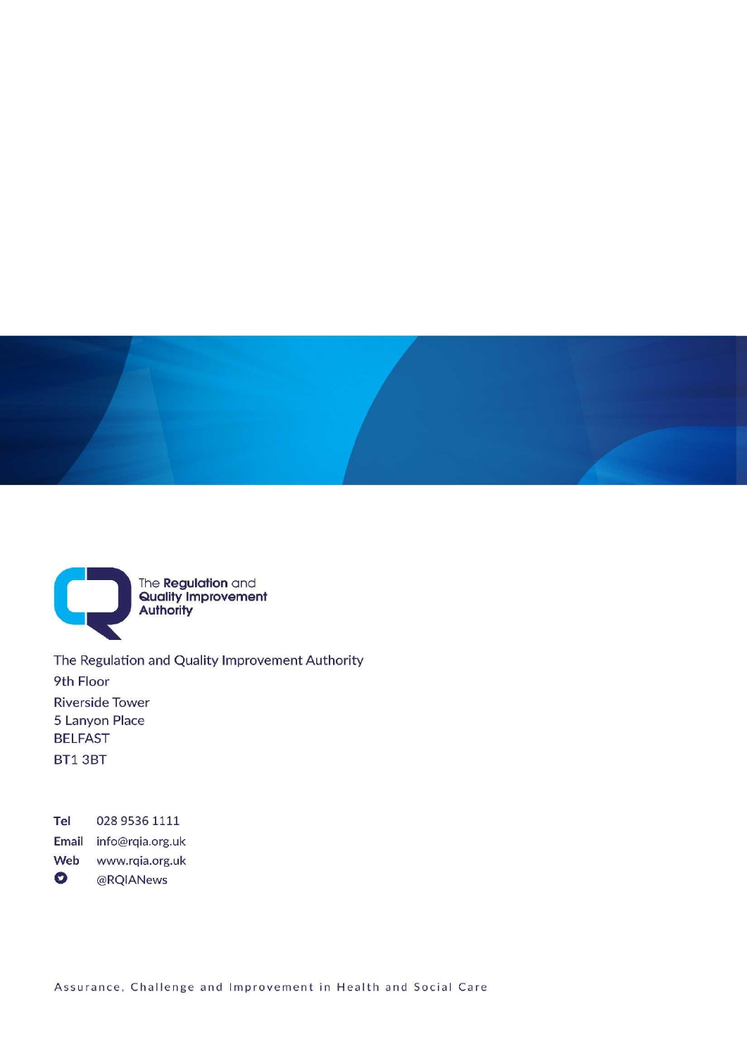The Regulation and Quality Improvement Authority

The Regulation and Quality Improvement Authority
9th Floor
Riverside Tower
5 Lanyon Place
BELFAST
BT1 3BT

**Tel** 028 9536 1111
**Email** info@rqia.org.uk
**Web** www.rqia.org.uk
@RQIANews

Assurance, Challenge and Improvement in Health and Social Care